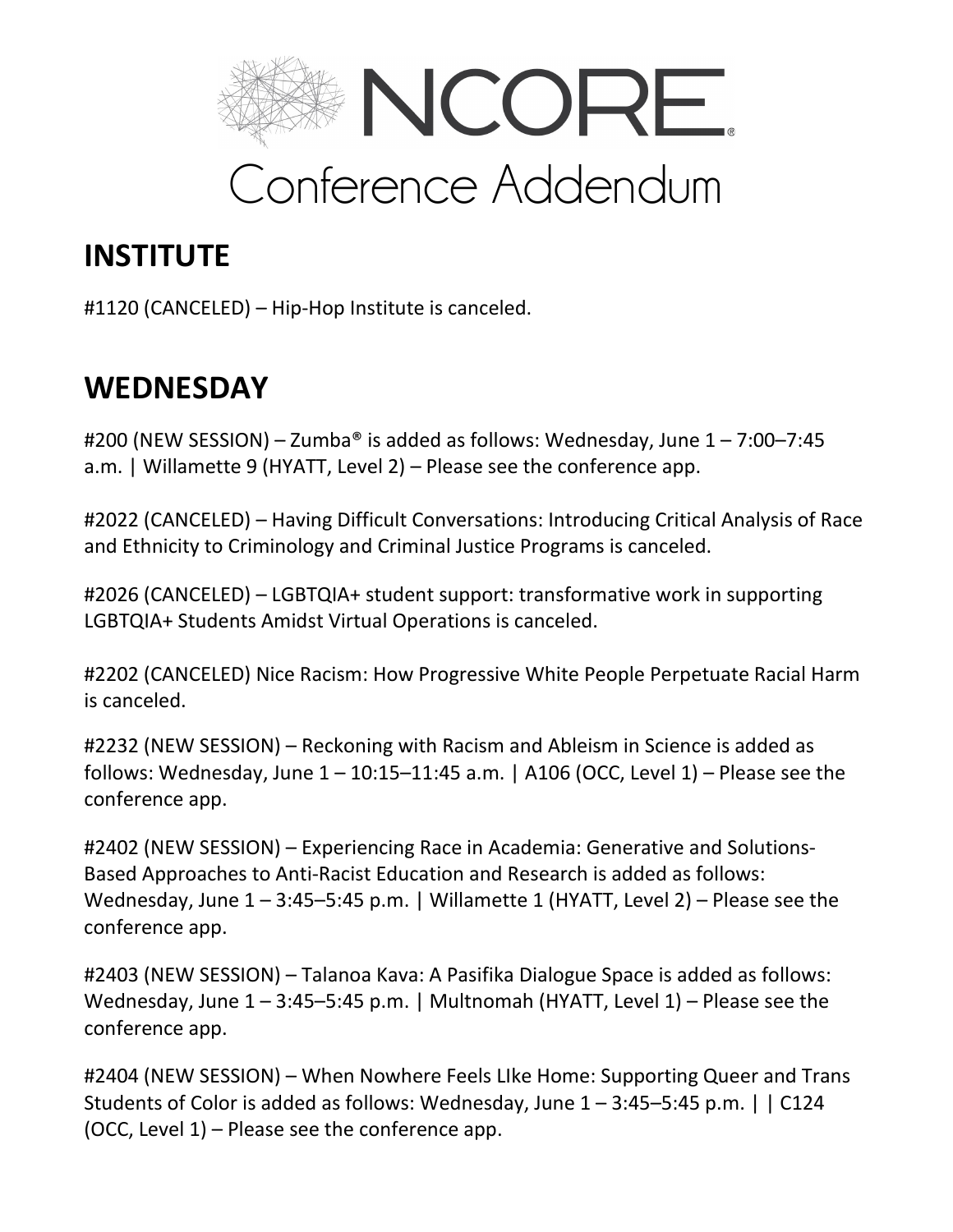# NCORE®

# Conference Addendum

## INSTITUTE

#1120 (CANCELED) – Hip-Hop Institute is canceled.

## WEDNESDAY

#200 (NEW SESSION) – Zumba® is added as follows: Wednesday, June 1 – 7:00–7:45 a.m. | Willamette 9 (HYATT, Level 2) – Please see the conference app.

#2022 (CANCELED) – Having Difficult Conversations: Introducing Critical Analysis of Race and Ethnicity to Criminology and Criminal Justice Programs is canceled.

#2026 (CANCELED) – LGBTQIA+ student support: transformative work in supporting LGBTQIA+ Students Amidst Virtual Operations is canceled.

#2202 (CANCELED) Nice Racism: How Progressive White People Perpetuate Racial Harm is canceled.

#2232 (NEW SESSION) – Reckoning with Racism and Ableism in Science is added as follows: Wednesday, June 1 – 10:15–11:45 a.m. | A106 (OCC, Level 1) – Please see the conference app.

#2402 (NEW SESSION) – Experiencing Race in Academia: Generative and Solutions-Based Approaches to Anti-Racist Education and Research is added as follows: Wednesday, June 1 – 3:45–5:45 p.m. | Willamette 1 (HYATT, Level 2) – Please see the conference app.

#2403 (NEW SESSION) – Talanoa Kava: A Pasifika Dialogue Space is added as follows: Wednesday, June 1 – 3:45–5:45 p.m. | Multnomah (HYATT, Level 1) – Please see the conference app.

#2404 (NEW SESSION) – When Nowhere Feels LIke Home: Supporting Queer and Trans Students of Color is added as follows: Wednesday, June 1 – 3:45–5:45 p.m. | | C124 (OCC, Level 1) – Please see the conference app.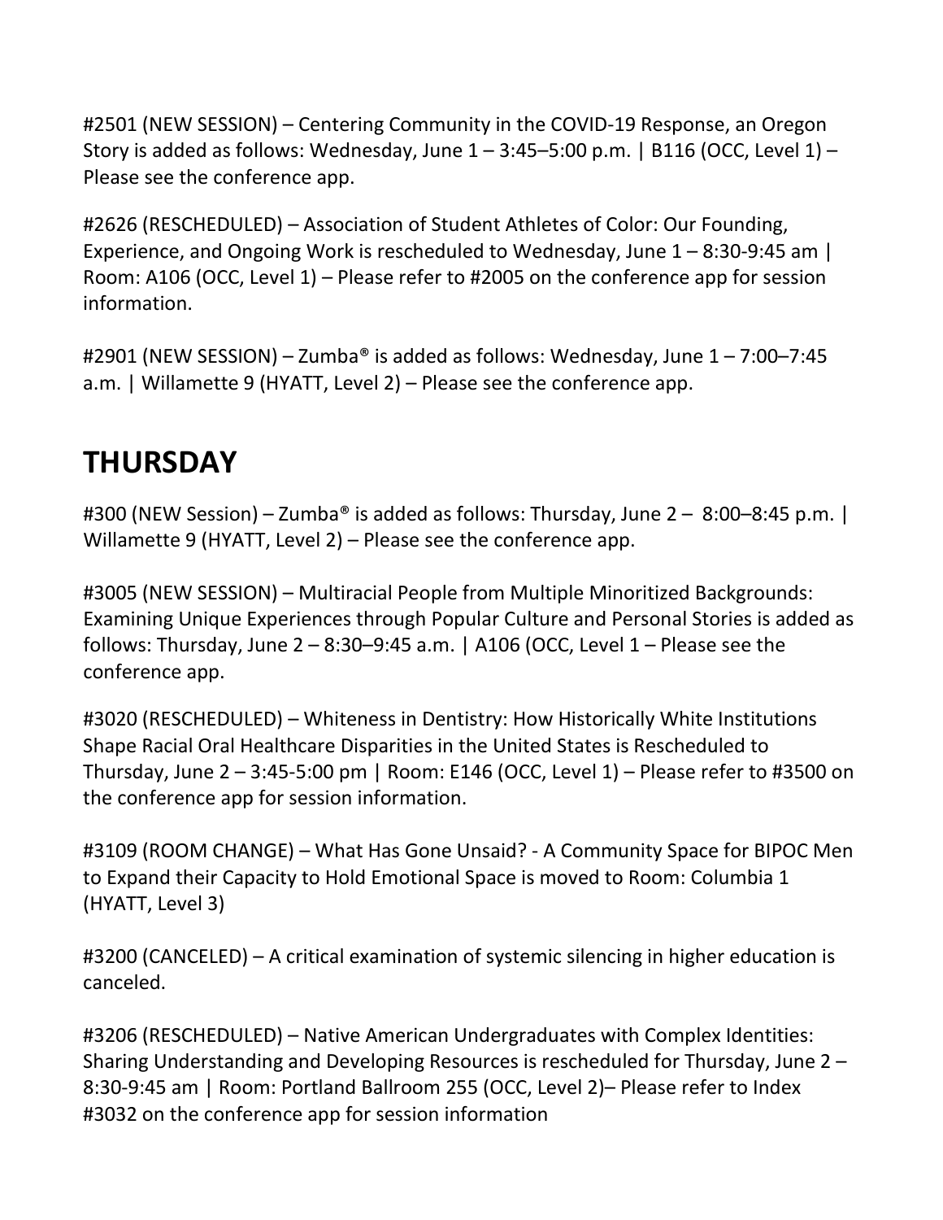#2501 (NEW SESSION) – Centering Community in the COVID-19 Response, an Oregon Story is added as follows: Wednesday, June 1 – 3:45–5:00 p.m. | B116 (OCC, Level 1) – Please see the conference app.

#2626 (RESCHEDULED) – Association of Student Athletes of Color: Our Founding, Experience, and Ongoing Work is rescheduled to Wednesday, June 1 – 8:30-9:45 am | Room: A106 (OCC, Level 1) – Please refer to #2005 on the conference app for session information.

#2901 (NEW SESSION) – Zumba® is added as follows: Wednesday, June 1 – 7:00–7:45 a.m. | Willamette 9 (HYATT, Level 2) – Please see the conference app.

## THURSDAY

#300 (NEW Session) – Zumba® is added as follows: Thursday, June 2 – 8:00–8:45 p.m. | Willamette 9 (HYATT, Level 2) – Please see the conference app.

#3005 (NEW SESSION) – Multiracial People from Multiple Minoritized Backgrounds: Examining Unique Experiences through Popular Culture and Personal Stories is added as follows: Thursday, June 2 – 8:30–9:45 a.m. | A106 (OCC, Level 1 – Please see the conference app.

#3020 (RESCHEDULED) – Whiteness in Dentistry: How Historically White Institutions Shape Racial Oral Healthcare Disparities in the United States is Rescheduled to Thursday, June 2 – 3:45-5:00 pm | Room: E146 (OCC, Level 1) – Please refer to #3500 on the conference app for session information.

#3109 (ROOM CHANGE) – What Has Gone Unsaid? - A Community Space for BIPOC Men to Expand their Capacity to Hold Emotional Space is moved to Room: Columbia 1 (HYATT, Level 3)

#3200 (CANCELED) – A critical examination of systemic silencing in higher education is canceled.

#3206 (RESCHEDULED) – Native American Undergraduates with Complex Identities: Sharing Understanding and Developing Resources is rescheduled for Thursday, June 2 – 8:30-9:45 am | Room: Portland Ballroom 255 (OCC, Level 2)– Please refer to Index #3032 on the conference app for session information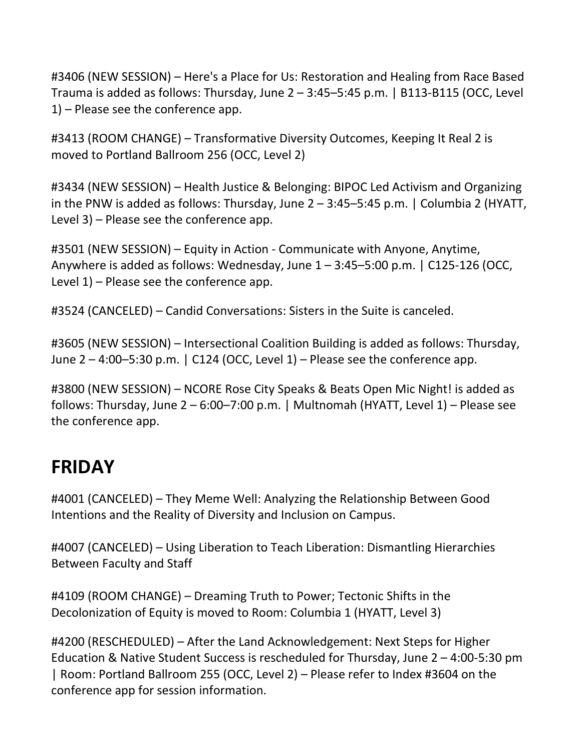#3406 (NEW SESSION) – Here's a Place for Us: Restoration and Healing from Race Based Trauma is added as follows: Thursday, June 2 – 3:45–5:45 p.m. | B113-B115 (OCC, Level 1) – Please see the conference app.

#3413 (ROOM CHANGE) – Transformative Diversity Outcomes, Keeping It Real 2 is moved to Portland Ballroom 256 (OCC, Level 2)

#3434 (NEW SESSION) – Health Justice & Belonging: BIPOC Led Activism and Organizing in the PNW is added as follows: Thursday, June 2 – 3:45–5:45 p.m. | Columbia 2 (HYATT, Level 3) – Please see the conference app.

#3501 (NEW SESSION) – Equity in Action - Communicate with Anyone, Anytime, Anywhere is added as follows: Wednesday, June 1 – 3:45–5:00 p.m. | C125-126 (OCC, Level 1) – Please see the conference app.

#3524 (CANCELED) – Candid Conversations: Sisters in the Suite is canceled.

#3605 (NEW SESSION) – Intersectional Coalition Building is added as follows: Thursday, June 2 – 4:00–5:30 p.m. | C124 (OCC, Level 1) – Please see the conference app.

#3800 (NEW SESSION) – NCORE Rose City Speaks & Beats Open Mic Night! is added as follows: Thursday, June 2 – 6:00–7:00 p.m. | Multnomah (HYATT, Level 1) – Please see the conference app.

# FRIDAY

#4001 (CANCELED) – They Meme Well: Analyzing the Relationship Between Good Intentions and the Reality of Diversity and Inclusion on Campus.

#4007 (CANCELED) – Using Liberation to Teach Liberation: Dismantling Hierarchies Between Faculty and Staff

#4109 (ROOM CHANGE) – Dreaming Truth to Power; Tectonic Shifts in the Decolonization of Equity is moved to Room: Columbia 1 (HYATT, Level 3)

#4200 (RESCHEDULED) – After the Land Acknowledgement: Next Steps for Higher Education & Native Student Success is rescheduled for Thursday, June 2 – 4:00-5:30 pm | Room: Portland Ballroom 255 (OCC, Level 2) – Please refer to Index #3604 on the conference app for session information.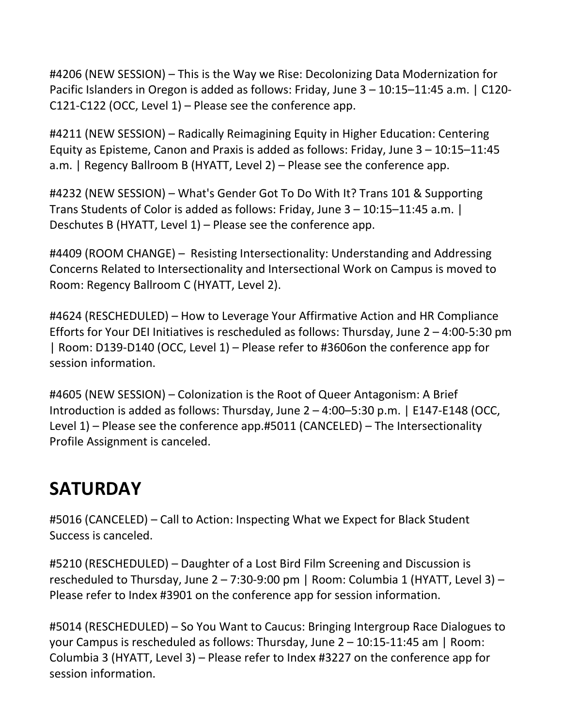#4206 (NEW SESSION) – This is the Way we Rise: Decolonizing Data Modernization for Pacific Islanders in Oregon is added as follows: Friday, June 3 – 10:15–11:45 a.m. | C120-C121-C122 (OCC, Level 1) – Please see the conference app.

#4211 (NEW SESSION) – Radically Reimagining Equity in Higher Education: Centering Equity as Episteme, Canon and Praxis is added as follows: Friday, June 3 – 10:15–11:45 a.m. | Regency Ballroom B (HYATT, Level 2) – Please see the conference app.

#4232 (NEW SESSION) – What's Gender Got To Do With It? Trans 101 & Supporting Trans Students of Color is added as follows: Friday, June 3 – 10:15–11:45 a.m. | Deschutes B (HYATT, Level 1) – Please see the conference app.

#4409 (ROOM CHANGE) – Resisting Intersectionality: Understanding and Addressing Concerns Related to Intersectionality and Intersectional Work on Campus is moved to Room: Regency Ballroom C (HYATT, Level 2).

#4624 (RESCHEDULED) – How to Leverage Your Affirmative Action and HR Compliance Efforts for Your DEI Initiatives is rescheduled as follows: Thursday, June 2 – 4:00-5:30 pm | Room: D139-D140 (OCC, Level 1) – Please refer to #3606on the conference app for session information.

#4605 (NEW SESSION) – Colonization is the Root of Queer Antagonism: A Brief Introduction is added as follows: Thursday, June 2 – 4:00–5:30 p.m. | E147-E148 (OCC, Level 1) – Please see the conference app.#5011 (CANCELED) – The Intersectionality Profile Assignment is canceled.

## SATURDAY

#5016 (CANCELED) – Call to Action: Inspecting What we Expect for Black Student Success is canceled.

#5210 (RESCHEDULED) – Daughter of a Lost Bird Film Screening and Discussion is rescheduled to Thursday, June 2 – 7:30-9:00 pm | Room: Columbia 1 (HYATT, Level 3) – Please refer to Index #3901 on the conference app for session information.

#5014 (RESCHEDULED) – So You Want to Caucus: Bringing Intergroup Race Dialogues to your Campus is rescheduled as follows: Thursday, June 2 – 10:15-11:45 am | Room: Columbia 3 (HYATT, Level 3) – Please refer to Index #3227 on the conference app for session information.